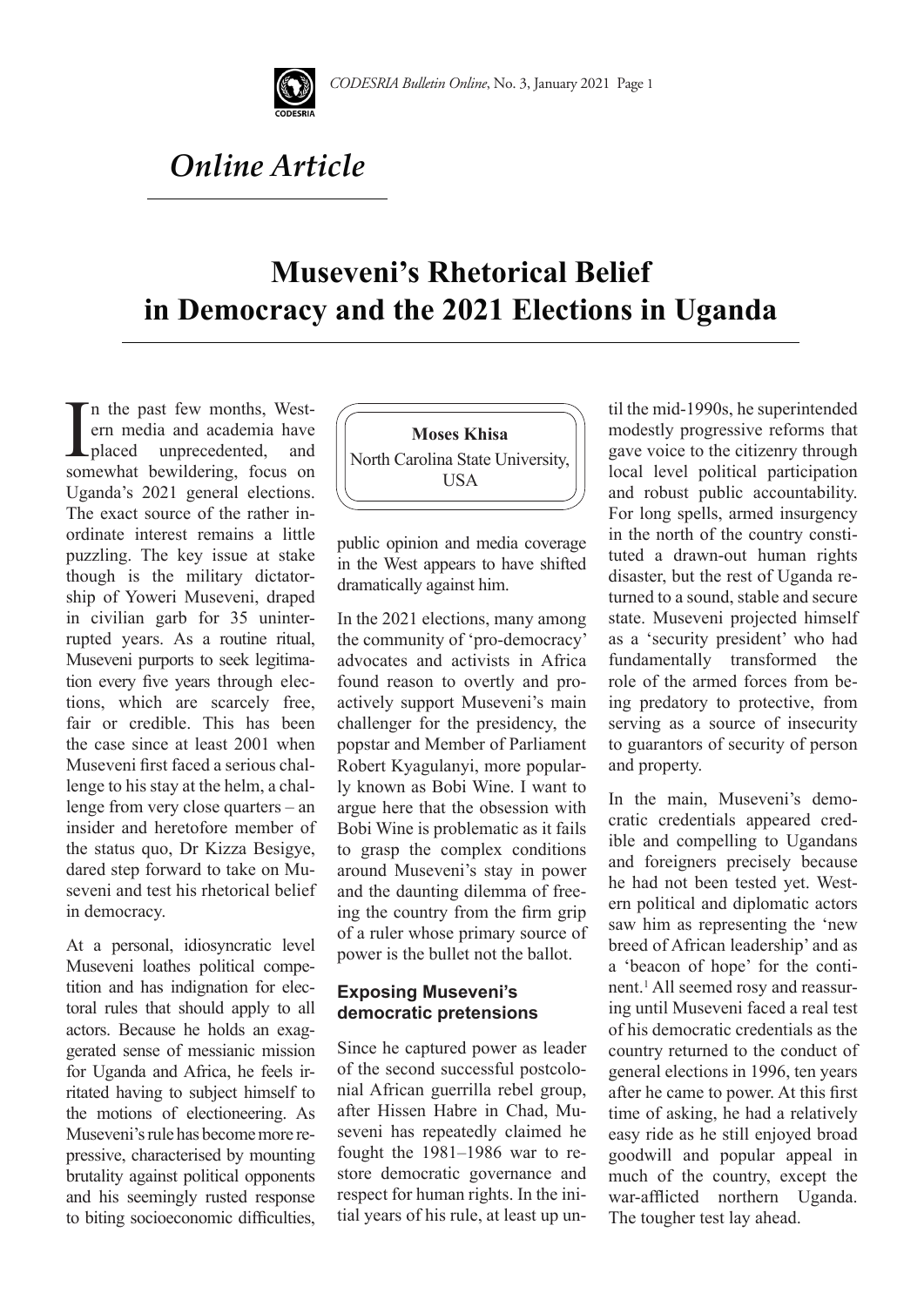*Online Article*

# Museveni's Rhetorical Belief in Democracy and the 2021 Elections in Uganda

**Moses Khisa**
North Carolina State University, USA

In the past few months, Western media and academia have placed unprecedented, and somewhat bewildering, focus on Uganda's 2021 general elections. The exact source of the rather inordinate interest remains a little puzzling. The key issue at stake though is the military dictatorship of Yoweri Museveni, draped in civilian garb for 35 uninterrupted years. As a routine ritual, Museveni purports to seek legitimation every five years through elections, which are scarcely free, fair or credible. This has been the case since at least 2001 when Museveni first faced a serious challenge to his stay at the helm, a challenge from very close quarters – an insider and heretofore member of the status quo, Dr Kizza Besigye, dared step forward to take on Museveni and test his rhetorical belief in democracy.

At a personal, idiosyncratic level Museveni loathes political competition and has indignation for electoral rules that should apply to all actors. Because he holds an exaggerated sense of messianic mission for Uganda and Africa, he feels irritated having to subject himself to the motions of electioneering. As Museveni's rule has become more repressive, characterised by mounting brutality against political opponents and his seemingly rusted response to biting socioeconomic difficulties, public opinion and media coverage in the West appears to have shifted dramatically against him.

In the 2021 elections, many among the community of 'pro-democracy' advocates and activists in Africa found reason to overtly and proactively support Museveni's main challenger for the presidency, the popstar and Member of Parliament Robert Kyagulanyi, more popularly known as Bobi Wine. I want to argue here that the obsession with Bobi Wine is problematic as it fails to grasp the complex conditions around Museveni's stay in power and the daunting dilemma of freeing the country from the firm grip of a ruler whose primary source of power is the bullet not the ballot.

### Exposing Museveni's democratic pretensions

Since he captured power as leader of the second successful postcolonial African guerrilla rebel group, after Hissen Habre in Chad, Museveni has repeatedly claimed he fought the 1981–1986 war to restore democratic governance and respect for human rights. In the initial years of his rule, at least up until the mid-1990s, he superintended modestly progressive reforms that gave voice to the citizenry through local level political participation and robust public accountability. For long spells, armed insurgency in the north of the country constituted a drawn-out human rights disaster, but the rest of Uganda returned to a sound, stable and secure state. Museveni projected himself as a 'security president' who had fundamentally transformed the role of the armed forces from being predatory to protective, from serving as a source of insecurity to guarantors of security of person and property.

In the main, Museveni's democratic credentials appeared credible and compelling to Ugandans and foreigners precisely because he had not been tested yet. Western political and diplomatic actors saw him as representing the 'new breed of African leadership' and as a 'beacon of hope' for the continent.[1] All seemed rosy and reassuring until Museveni faced a real test of his democratic credentials as the country returned to the conduct of general elections in 1996, ten years after he came to power. At this first time of asking, he had a relatively easy ride as he still enjoyed broad goodwill and popular appeal in much of the country, except the war-afflicted northern Uganda. The tougher test lay ahead.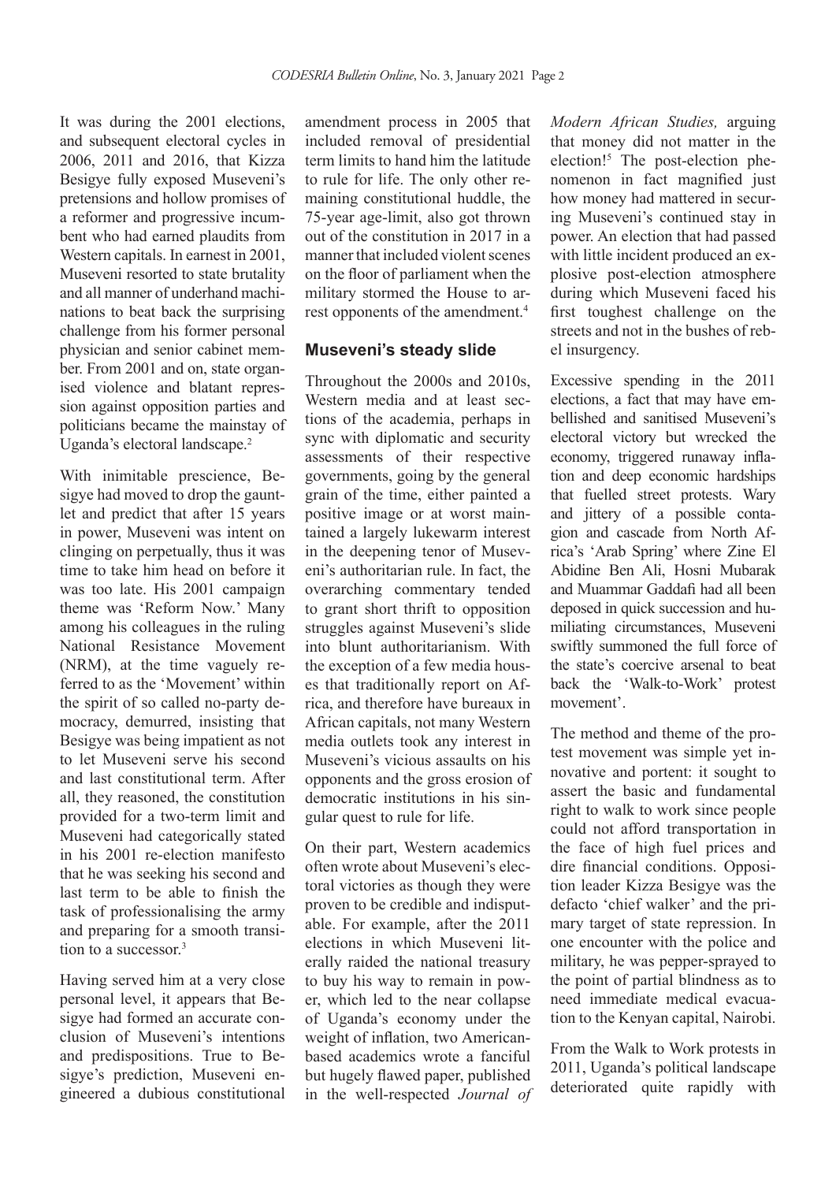It was during the 2001 elections, and subsequent electoral cycles in 2006, 2011 and 2016, that Kizza Besigye fully exposed Museveni's pretensions and hollow promises of a reformer and progressive incumbent who had earned plaudits from Western capitals. In earnest in 2001, Museveni resorted to state brutality and all manner of underhand machinations to beat back the surprising challenge from his former personal physician and senior cabinet member. From 2001 and on, state organised violence and blatant repression against opposition parties and politicians became the mainstay of Uganda's electoral landscape.[2]

With inimitable prescience, Besigye had moved to drop the gauntlet and predict that after 15 years in power, Museveni was intent on clinging on perpetually, thus it was time to take him head on before it was too late. His 2001 campaign theme was 'Reform Now.' Many among his colleagues in the ruling National Resistance Movement (NRM), at the time vaguely referred to as the 'Movement' within the spirit of so called no-party democracy, demurred, insisting that Besigye was being impatient as not to let Museveni serve his second and last constitutional term. After all, they reasoned, the constitution provided for a two-term limit and Museveni had categorically stated in his 2001 re-election manifesto that he was seeking his second and last term to be able to finish the task of professionalising the army and preparing for a smooth transition to a successor.[3]

Having served him at a very close personal level, it appears that Besigye had formed an accurate conclusion of Museveni's intentions and predispositions. True to Besigye's prediction, Museveni engineered a dubious constitutional amendment process in 2005 that included removal of presidential term limits to hand him the latitude to rule for life. The only other remaining constitutional huddle, the 75-year age-limit, also got thrown out of the constitution in 2017 in a manner that included violent scenes on the floor of parliament when the military stormed the House to arrest opponents of the amendment.[4]

## Museveni's steady slide

Throughout the 2000s and 2010s, Western media and at least sections of the academia, perhaps in sync with diplomatic and security assessments of their respective governments, going by the general grain of the time, either painted a positive image or at worst maintained a largely lukewarm interest in the deepening tenor of Museveni's authoritarian rule. In fact, the overarching commentary tended to grant short thrift to opposition struggles against Museveni's slide into blunt authoritarianism. With the exception of a few media houses that traditionally report on Africa, and therefore have bureaux in African capitals, not many Western media outlets took any interest in Museveni's vicious assaults on his opponents and the gross erosion of democratic institutions in his singular quest to rule for life.

On their part, Western academics often wrote about Museveni's electoral victories as though they were proven to be credible and indisputable. For example, after the 2011 elections in which Museveni literally raided the national treasury to buy his way to remain in power, which led to the near collapse of Uganda's economy under the weight of inflation, two American-based academics wrote a fanciful but hugely flawed paper, published in the well-respected *Journal of Modern African Studies,* arguing that money did not matter in the election![5] The post-election phenomenon in fact magnified just how money had mattered in securing Museveni's continued stay in power. An election that had passed with little incident produced an explosive post-election atmosphere during which Museveni faced his first toughest challenge on the streets and not in the bushes of rebel insurgency.

Excessive spending in the 2011 elections, a fact that may have embellished and sanitised Museveni's electoral victory but wrecked the economy, triggered runaway inflation and deep economic hardships that fuelled street protests. Wary and jittery of a possible contagion and cascade from North Africa's 'Arab Spring' where Zine El Abidine Ben Ali, Hosni Mubarak and Muammar Gaddafi had all been deposed in quick succession and humiliating circumstances, Museveni swiftly summoned the full force of the state's coercive arsenal to beat back the 'Walk-to-Work' protest movement'.

The method and theme of the protest movement was simple yet innovative and portent: it sought to assert the basic and fundamental right to walk to work since people could not afford transportation in the face of high fuel prices and dire financial conditions. Opposition leader Kizza Besigye was the defacto 'chief walker' and the primary target of state repression. In one encounter with the police and military, he was pepper-sprayed to the point of partial blindness as to need immediate medical evacuation to the Kenyan capital, Nairobi.

From the Walk to Work protests in 2011, Uganda's political landscape deteriorated quite rapidly with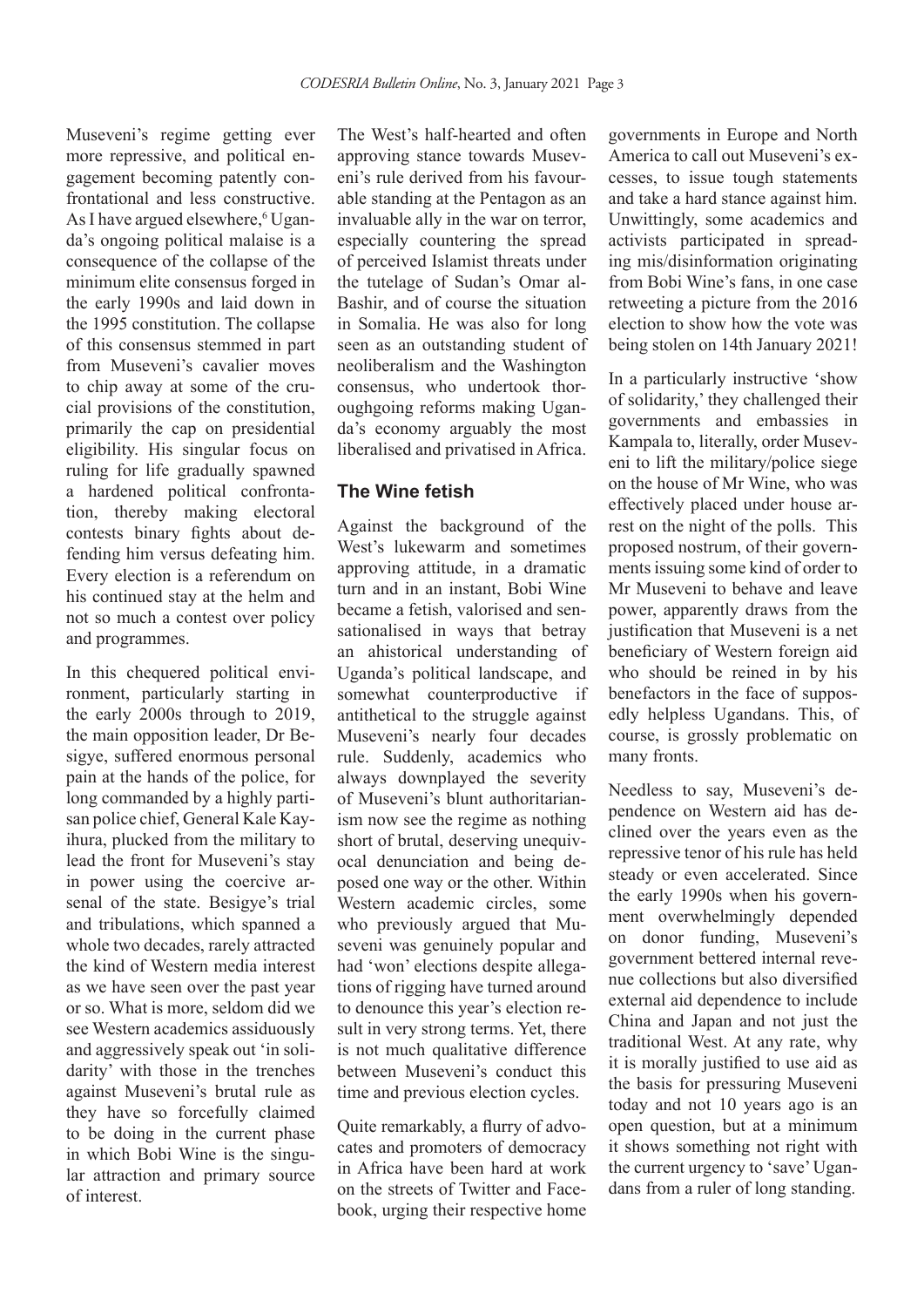Museveni's regime getting ever more repressive, and political engagement becoming patently confrontational and less constructive. As I have argued elsewhere,[6] Uganda's ongoing political malaise is a consequence of the collapse of the minimum elite consensus forged in the early 1990s and laid down in the 1995 constitution. The collapse of this consensus stemmed in part from Museveni's cavalier moves to chip away at some of the crucial provisions of the constitution, primarily the cap on presidential eligibility. His singular focus on ruling for life gradually spawned a hardened political confrontation, thereby making electoral contests binary fights about defending him versus defeating him. Every election is a referendum on his continued stay at the helm and not so much a contest over policy and programmes.

In this chequered political environment, particularly starting in the early 2000s through to 2019, the main opposition leader, Dr Besigye, suffered enormous personal pain at the hands of the police, for long commanded by a highly partisan police chief, General Kale Kayihura, plucked from the military to lead the front for Museveni's stay in power using the coercive arsenal of the state. Besigye's trial and tribulations, which spanned a whole two decades, rarely attracted the kind of Western media interest as we have seen over the past year or so. What is more, seldom did we see Western academics assiduously and aggressively speak out 'in solidarity' with those in the trenches against Museveni's brutal rule as they have so forcefully claimed to be doing in the current phase in which Bobi Wine is the singular attraction and primary source of interest.

The West's half-hearted and often approving stance towards Museveni's rule derived from his favourable standing at the Pentagon as an invaluable ally in the war on terror, especially countering the spread of perceived Islamist threats under the tutelage of Sudan's Omar al-Bashir, and of course the situation in Somalia. He was also for long seen as an outstanding student of neoliberalism and the Washington consensus, who undertook thoroughgoing reforms making Uganda's economy arguably the most liberalised and privatised in Africa.

## The Wine fetish

Against the background of the West's lukewarm and sometimes approving attitude, in a dramatic turn and in an instant, Bobi Wine became a fetish, valorised and sensationalised in ways that betray an ahistorical understanding of Uganda's political landscape, and somewhat counterproductive if antithetical to the struggle against Museveni's nearly four decades rule. Suddenly, academics who always downplayed the severity of Museveni's blunt authoritarianism now see the regime as nothing short of brutal, deserving unequivocal denunciation and being deposed one way or the other. Within Western academic circles, some who previously argued that Museveni was genuinely popular and had 'won' elections despite allegations of rigging have turned around to denounce this year's election result in very strong terms. Yet, there is not much qualitative difference between Museveni's conduct this time and previous election cycles.

Quite remarkably, a flurry of advocates and promoters of democracy in Africa have been hard at work on the streets of Twitter and Facebook, urging their respective home governments in Europe and North America to call out Museveni's excesses, to issue tough statements and take a hard stance against him. Unwittingly, some academics and activists participated in spreading mis/disinformation originating from Bobi Wine's fans, in one case retweeting a picture from the 2016 election to show how the vote was being stolen on 14th January 2021!

In a particularly instructive 'show of solidarity,' they challenged their governments and embassies in Kampala to, literally, order Museveni to lift the military/police siege on the house of Mr Wine, who was effectively placed under house arrest on the night of the polls. This proposed nostrum, of their governments issuing some kind of order to Mr Museveni to behave and leave power, apparently draws from the justification that Museveni is a net beneficiary of Western foreign aid who should be reined in by his benefactors in the face of supposedly helpless Ugandans. This, of course, is grossly problematic on many fronts.

Needless to say, Museveni's dependence on Western aid has declined over the years even as the repressive tenor of his rule has held steady or even accelerated. Since the early 1990s when his government overwhelmingly depended on donor funding, Museveni's government bettered internal revenue collections but also diversified external aid dependence to include China and Japan and not just the traditional West. At any rate, why it is morally justified to use aid as the basis for pressuring Museveni today and not 10 years ago is an open question, but at a minimum it shows something not right with the current urgency to 'save' Ugandans from a ruler of long standing.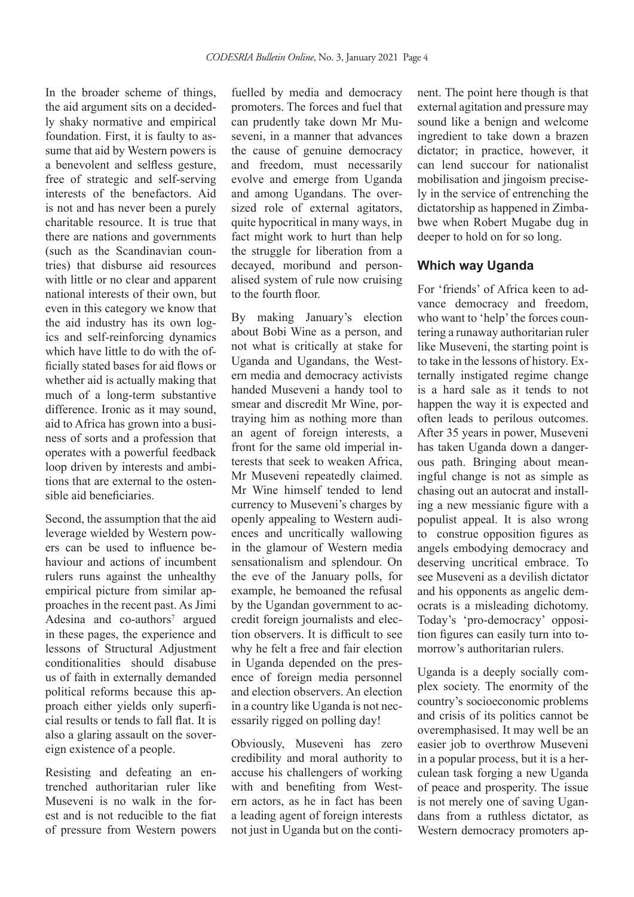In the broader scheme of things, the aid argument sits on a decidedly shaky normative and empirical foundation. First, it is faulty to assume that aid by Western powers is a benevolent and selfless gesture, free of strategic and self-serving interests of the benefactors. Aid is not and has never been a purely charitable resource. It is true that there are nations and governments (such as the Scandinavian countries) that disburse aid resources with little or no clear and apparent national interests of their own, but even in this category we know that the aid industry has its own logics and self-reinforcing dynamics which have little to do with the officially stated bases for aid flows or whether aid is actually making that much of a long-term substantive difference. Ironic as it may sound, aid to Africa has grown into a business of sorts and a profession that operates with a powerful feedback loop driven by interests and ambitions that are external to the ostensible aid beneficiaries.

Second, the assumption that the aid leverage wielded by Western powers can be used to influence behaviour and actions of incumbent rulers runs against the unhealthy empirical picture from similar approaches in the recent past. As Jimi Adesina and co-authors[7] argued in these pages, the experience and lessons of Structural Adjustment conditionalities should disabuse us of faith in externally demanded political reforms because this approach either yields only superficial results or tends to fall flat. It is also a glaring assault on the sovereign existence of a people.

Resisting and defeating an entrenched authoritarian ruler like Museveni is no walk in the forest and is not reducible to the fiat of pressure from Western powers fuelled by media and democracy promoters. The forces and fuel that can prudently take down Mr Museveni, in a manner that advances the cause of genuine democracy and freedom, must necessarily evolve and emerge from Uganda and among Ugandans. The oversized role of external agitators, quite hypocritical in many ways, in fact might work to hurt than help the struggle for liberation from a decayed, moribund and personalised system of rule now cruising to the fourth floor.

By making January's election about Bobi Wine as a person, and not what is critically at stake for Uganda and Ugandans, the Western media and democracy activists handed Museveni a handy tool to smear and discredit Mr Wine, portraying him as nothing more than an agent of foreign interests, a front for the same old imperial interests that seek to weaken Africa, Mr Museveni repeatedly claimed. Mr Wine himself tended to lend currency to Museveni's charges by openly appealing to Western audiences and uncritically wallowing in the glamour of Western media sensationalism and splendour. On the eve of the January polls, for example, he bemoaned the refusal by the Ugandan government to accredit foreign journalists and election observers. It is difficult to see why he felt a free and fair election in Uganda depended on the presence of foreign media personnel and election observers. An election in a country like Uganda is not necessarily rigged on polling day!

Obviously, Museveni has zero credibility and moral authority to accuse his challengers of working with and benefiting from Western actors, as he in fact has been a leading agent of foreign interests not just in Uganda but on the continent. The point here though is that external agitation and pressure may sound like a benign and welcome ingredient to take down a brazen dictator; in practice, however, it can lend succour for nationalist mobilisation and jingoism precisely in the service of entrenching the dictatorship as happened in Zimbabwe when Robert Mugabe dug in deeper to hold on for so long.

## Which way Uganda

For 'friends' of Africa keen to advance democracy and freedom, who want to 'help' the forces countering a runaway authoritarian ruler like Museveni, the starting point is to take in the lessons of history. Externally instigated regime change is a hard sale as it tends to not happen the way it is expected and often leads to perilous outcomes. After 35 years in power, Museveni has taken Uganda down a dangerous path. Bringing about meaningful change is not as simple as chasing out an autocrat and installing a new messianic figure with a populist appeal. It is also wrong to construe opposition figures as angels embodying democracy and deserving uncritical embrace. To see Museveni as a devilish dictator and his opponents as angelic democrats is a misleading dichotomy. Today's 'pro-democracy' opposition figures can easily turn into tomorrow's authoritarian rulers.

Uganda is a deeply socially complex society. The enormity of the country's socioeconomic problems and crisis of its politics cannot be overemphasised. It may well be an easier job to overthrow Museveni in a popular process, but it is a herculean task forging a new Uganda of peace and prosperity. The issue is not merely one of saving Ugandans from a ruthless dictator, as Western democracy promoters ap-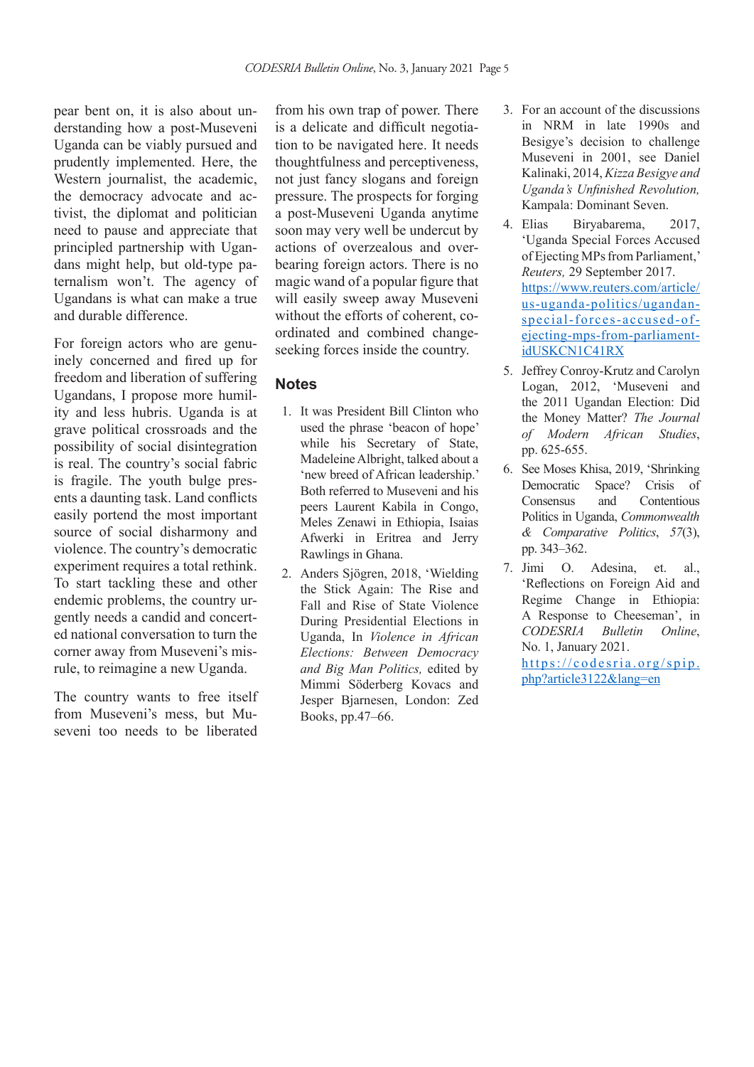pear bent on, it is also about understanding how a post-Museveni Uganda can be viably pursued and prudently implemented. Here, the Western journalist, the academic, the democracy advocate and activist, the diplomat and politician need to pause and appreciate that principled partnership with Ugandans might help, but old-type paternalism won't. The agency of Ugandans is what can make a true and durable difference.

For foreign actors who are genuinely concerned and fired up for freedom and liberation of suffering Ugandans, I propose more humility and less hubris. Uganda is at grave political crossroads and the possibility of social disintegration is real. The country's social fabric is fragile. The youth bulge presents a daunting task. Land conflicts easily portend the most important source of social disharmony and violence. The country's democratic experiment requires a total rethink. To start tackling these and other endemic problems, the country urgently needs a candid and concerted national conversation to turn the corner away from Museveni's misrule, to reimagine a new Uganda.

The country wants to free itself from Museveni's mess, but Museveni too needs to be liberated from his own trap of power. There is a delicate and difficult negotiation to be navigated here. It needs thoughtfulness and perceptiveness, not just fancy slogans and foreign pressure. The prospects for forging a post-Museveni Uganda anytime soon may very well be undercut by actions of overzealous and overbearing foreign actors. There is no magic wand of a popular figure that will easily sweep away Museveni without the efforts of coherent, coordinated and combined change-seeking forces inside the country.

## Notes

1. It was President Bill Clinton who used the phrase 'beacon of hope' while his Secretary of State, Madeleine Albright, talked about a 'new breed of African leadership.' Both referred to Museveni and his peers Laurent Kabila in Congo, Meles Zenawi in Ethiopia, Isaias Afwerki in Eritrea and Jerry Rawlings in Ghana.
2. Anders Sjögren, 2018, 'Wielding the Stick Again: The Rise and Fall and Rise of State Violence During Presidential Elections in Uganda, In *Violence in African Elections: Between Democracy and Big Man Politics,* edited by Mimmi Söderberg Kovacs and Jesper Bjarnesen, London: Zed Books, pp.47–66.
3. For an account of the discussions in NRM in late 1990s and Besigye's decision to challenge Museveni in 2001, see Daniel Kalinaki, 2014, *Kizza Besigye and Uganda's Unfinished Revolution,* Kampala: Dominant Seven.
4. Elias Biryabarema, 2017, 'Uganda Special Forces Accused of Ejecting MPs from Parliament,' *Reuters,* 29 September 2017. https://www.reuters.com/article/us-uganda-politics/ugandan-special-forces-accused-of-ejecting-mps-from-parliament-idUSKCN1C41RX
5. Jeffrey Conroy-Krutz and Carolyn Logan, 2012, 'Museveni and the 2011 Ugandan Election: Did the Money Matter? *The Journal of Modern African Studies*, pp. 625-655.
6. See Moses Khisa, 2019, 'Shrinking Democratic Space? Crisis of Consensus and Contentious Politics in Uganda, *Commonwealth & Comparative Politics*, *57*(3), pp. 343–362.
7. Jimi O. Adesina, et. al., 'Reflections on Foreign Aid and Regime Change in Ethiopia: A Response to Cheeseman', in *CODESRIA Bulletin Online*, No. 1, January 2021. https://codesria.org/spip.php?article3122&lang=en